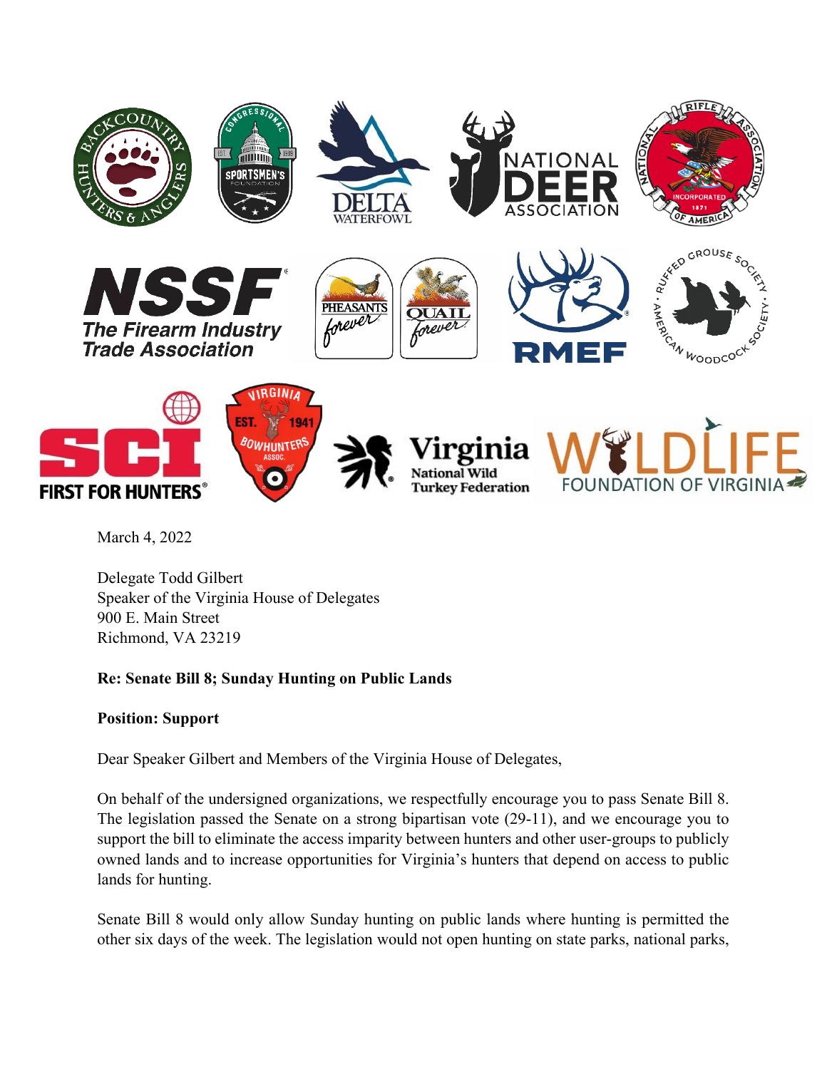March 4, 2022

Delegate Todd Gilbert
Speaker of the Virginia House of Delegates
900 E. Main Street
Richmond, VA 23219

**Re: Senate Bill 8; Sunday Hunting on Public Lands**

**Position: Support**

Dear Speaker Gilbert and Members of the Virginia House of Delegates,

On behalf of the undersigned organizations, we respectfully encourage you to pass Senate Bill 8. The legislation passed the Senate on a strong bipartisan vote (29-11), and we encourage you to support the bill to eliminate the access imparity between hunters and other user-groups to publicly owned lands and to increase opportunities for Virginia's hunters that depend on access to public lands for hunting.

Senate Bill 8 would only allow Sunday hunting on public lands where hunting is permitted the other six days of the week. The legislation would not open hunting on state parks, national parks,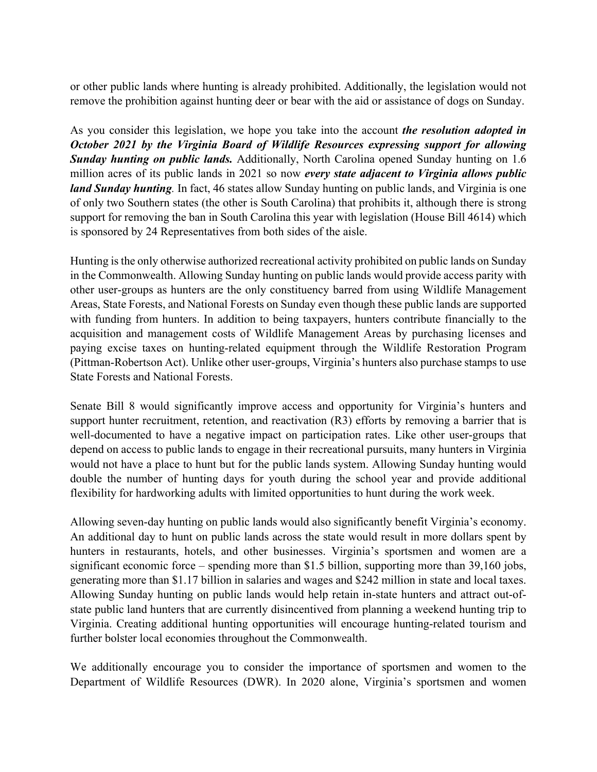or other public lands where hunting is already prohibited. Additionally, the legislation would not remove the prohibition against hunting deer or bear with the aid or assistance of dogs on Sunday.

As you consider this legislation, we hope you take into the account ***the resolution adopted in October 2021 by the Virginia Board of Wildlife Resources expressing support for allowing Sunday hunting on public lands.*** Additionally, North Carolina opened Sunday hunting on 1.6 million acres of its public lands in 2021 so now ***every state adjacent to Virginia allows public land Sunday hunting***. In fact, 46 states allow Sunday hunting on public lands, and Virginia is one of only two Southern states (the other is South Carolina) that prohibits it, although there is strong support for removing the ban in South Carolina this year with legislation (House Bill 4614) which is sponsored by 24 Representatives from both sides of the aisle.

Hunting is the only otherwise authorized recreational activity prohibited on public lands on Sunday in the Commonwealth. Allowing Sunday hunting on public lands would provide access parity with other user-groups as hunters are the only constituency barred from using Wildlife Management Areas, State Forests, and National Forests on Sunday even though these public lands are supported with funding from hunters. In addition to being taxpayers, hunters contribute financially to the acquisition and management costs of Wildlife Management Areas by purchasing licenses and paying excise taxes on hunting-related equipment through the Wildlife Restoration Program (Pittman-Robertson Act). Unlike other user-groups, Virginia's hunters also purchase stamps to use State Forests and National Forests.

Senate Bill 8 would significantly improve access and opportunity for Virginia's hunters and support hunter recruitment, retention, and reactivation (R3) efforts by removing a barrier that is well-documented to have a negative impact on participation rates. Like other user-groups that depend on access to public lands to engage in their recreational pursuits, many hunters in Virginia would not have a place to hunt but for the public lands system. Allowing Sunday hunting would double the number of hunting days for youth during the school year and provide additional flexibility for hardworking adults with limited opportunities to hunt during the work week.

Allowing seven-day hunting on public lands would also significantly benefit Virginia's economy. An additional day to hunt on public lands across the state would result in more dollars spent by hunters in restaurants, hotels, and other businesses. Virginia's sportsmen and women are a significant economic force – spending more than $1.5 billion, supporting more than 39,160 jobs, generating more than $1.17 billion in salaries and wages and $242 million in state and local taxes. Allowing Sunday hunting on public lands would help retain in-state hunters and attract out-of-state public land hunters that are currently disincentived from planning a weekend hunting trip to Virginia. Creating additional hunting opportunities will encourage hunting-related tourism and further bolster local economies throughout the Commonwealth.

We additionally encourage you to consider the importance of sportsmen and women to the Department of Wildlife Resources (DWR). In 2020 alone, Virginia's sportsmen and women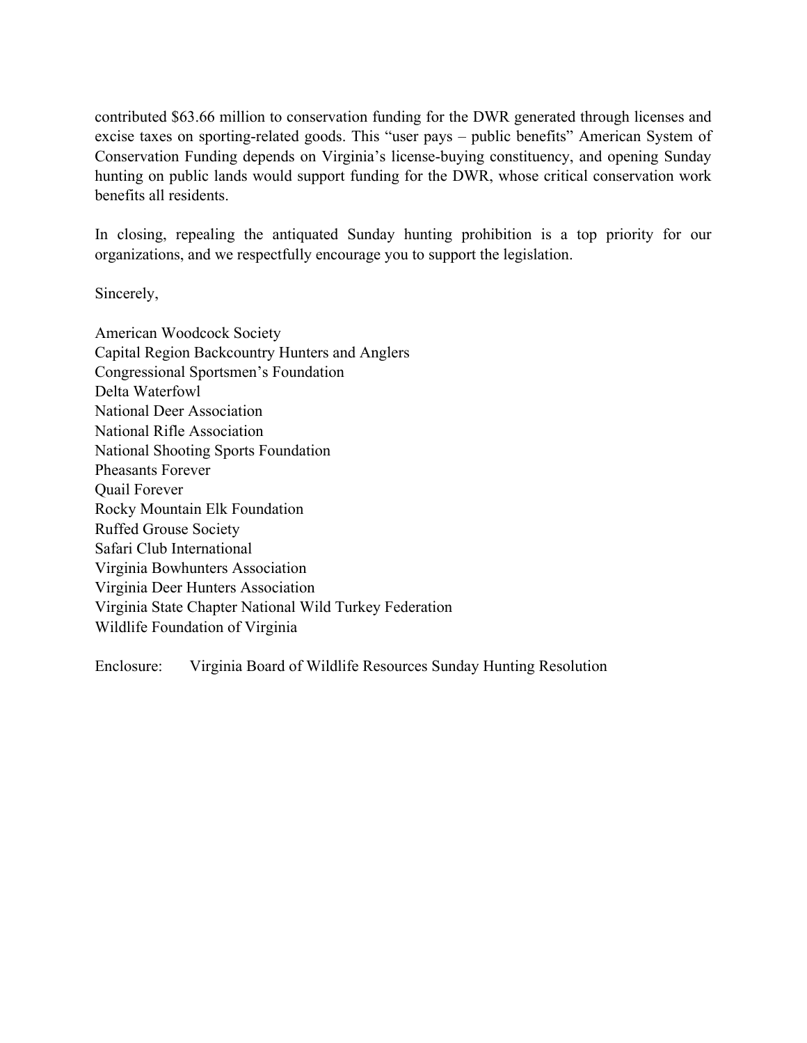contributed $63.66 million to conservation funding for the DWR generated through licenses and excise taxes on sporting-related goods. This "user pays – public benefits" American System of Conservation Funding depends on Virginia's license-buying constituency, and opening Sunday hunting on public lands would support funding for the DWR, whose critical conservation work benefits all residents.

In closing, repealing the antiquated Sunday hunting prohibition is a top priority for our organizations, and we respectfully encourage you to support the legislation.

Sincerely,

American Woodcock Society
Capital Region Backcountry Hunters and Anglers
Congressional Sportsmen's Foundation
Delta Waterfowl
National Deer Association
National Rifle Association
National Shooting Sports Foundation
Pheasants Forever
Quail Forever
Rocky Mountain Elk Foundation
Ruffed Grouse Society
Safari Club International
Virginia Bowhunters Association
Virginia Deer Hunters Association
Virginia State Chapter National Wild Turkey Federation
Wildlife Foundation of Virginia

Enclosure: Virginia Board of Wildlife Resources Sunday Hunting Resolution